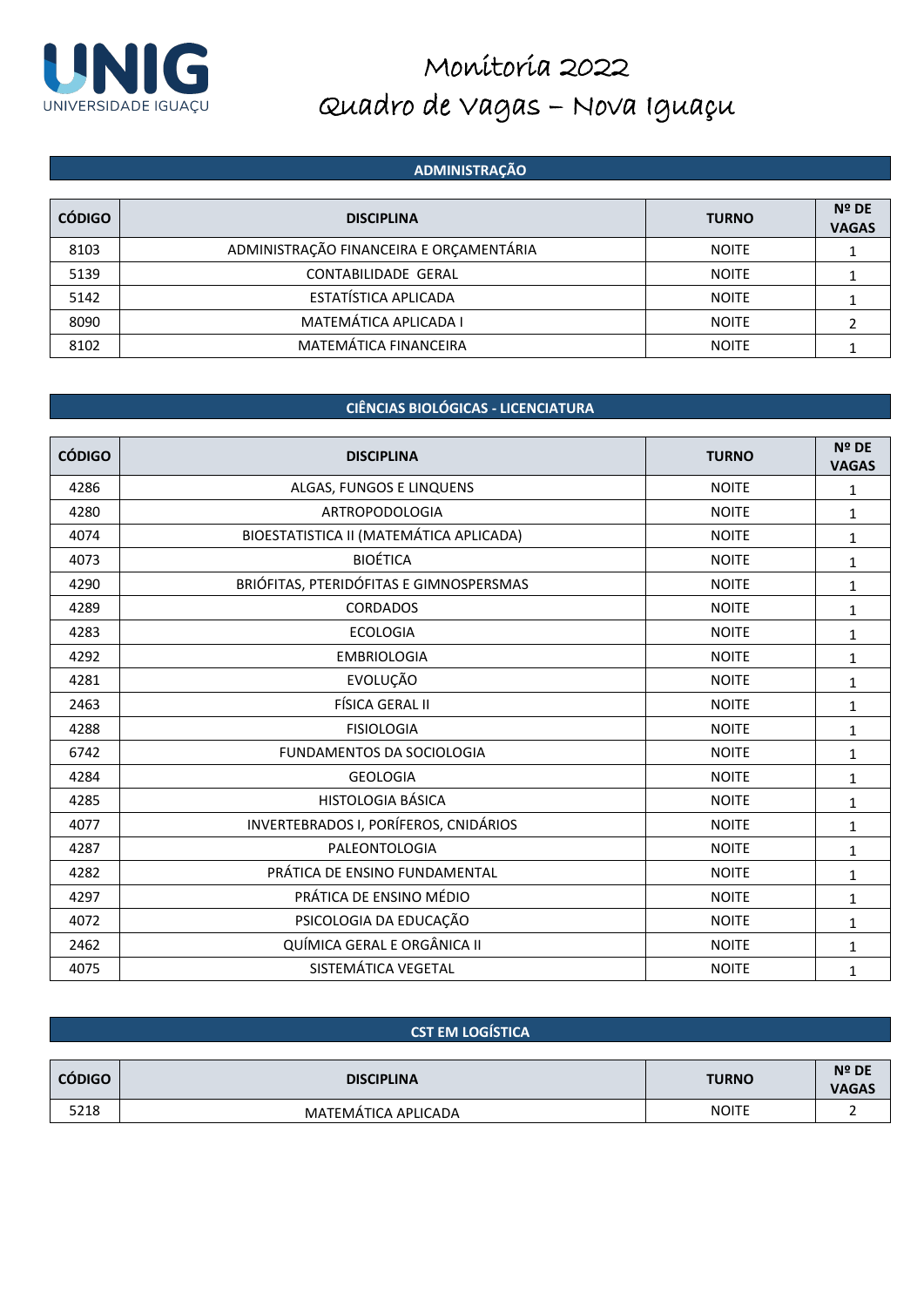UNIG
UNIVERSIDADE IGUAÇU

# Monitoria 2022
# Quadro de Vagas – Nova Iguaçu

## ADMINISTRAÇÃO

| CÓDIGO | DISCIPLINA | TURNO | Nº DE VAGAS |
|---|---|---|---|
| 8103 | ADMINISTRAÇÃO FINANCEIRA E ORÇAMENTÁRIA | NOITE | 1 |
| 5139 | CONTABILIDADE GERAL | NOITE | 1 |
| 5142 | ESTATÍSTICA APLICADA | NOITE | 1 |
| 8090 | MATEMÁTICA APLICADA I | NOITE | 2 |
| 8102 | MATEMÁTICA FINANCEIRA | NOITE | 1 |

## CIÊNCIAS BIOLÓGICAS - LICENCIATURA

| CÓDIGO | DISCIPLINA | TURNO | Nº DE VAGAS |
|---|---|---|---|
| 4286 | ALGAS, FUNGOS E LINQUENS | NOITE | 1 |
| 4280 | ARTROPODOLOGIA | NOITE | 1 |
| 4074 | BIOESTATISTICA II (MATEMÁTICA APLICADA) | NOITE | 1 |
| 4073 | BIOÉTICA | NOITE | 1 |
| 4290 | BRIÓFITAS, PTERIDÓFITAS E GIMNOSPERSMAS | NOITE | 1 |
| 4289 | CORDADOS | NOITE | 1 |
| 4283 | ECOLOGIA | NOITE | 1 |
| 4292 | EMBRIOLOGIA | NOITE | 1 |
| 4281 | EVOLUÇÃO | NOITE | 1 |
| 2463 | FÍSICA GERAL II | NOITE | 1 |
| 4288 | FISIOLOGIA | NOITE | 1 |
| 6742 | FUNDAMENTOS DA SOCIOLOGIA | NOITE | 1 |
| 4284 | GEOLOGIA | NOITE | 1 |
| 4285 | HISTOLOGIA BÁSICA | NOITE | 1 |
| 4077 | INVERTEBRADOS I, PORÍFEROS, CNIDÁRIOS | NOITE | 1 |
| 4287 | PALEONTOLOGIA | NOITE | 1 |
| 4282 | PRÁTICA DE ENSINO FUNDAMENTAL | NOITE | 1 |
| 4297 | PRÁTICA DE ENSINO MÉDIO | NOITE | 1 |
| 4072 | PSICOLOGIA DA EDUCAÇÃO | NOITE | 1 |
| 2462 | QUÍMICA GERAL E ORGÂNICA II | NOITE | 1 |
| 4075 | SISTEMÁTICA VEGETAL | NOITE | 1 |

## CST EM LOGÍSTICA

| CÓDIGO | DISCIPLINA | TURNO | Nº DE VAGAS |
|---|---|---|---|
| 5218 | MATEMÁTICA APLICADA | NOITE | 2 |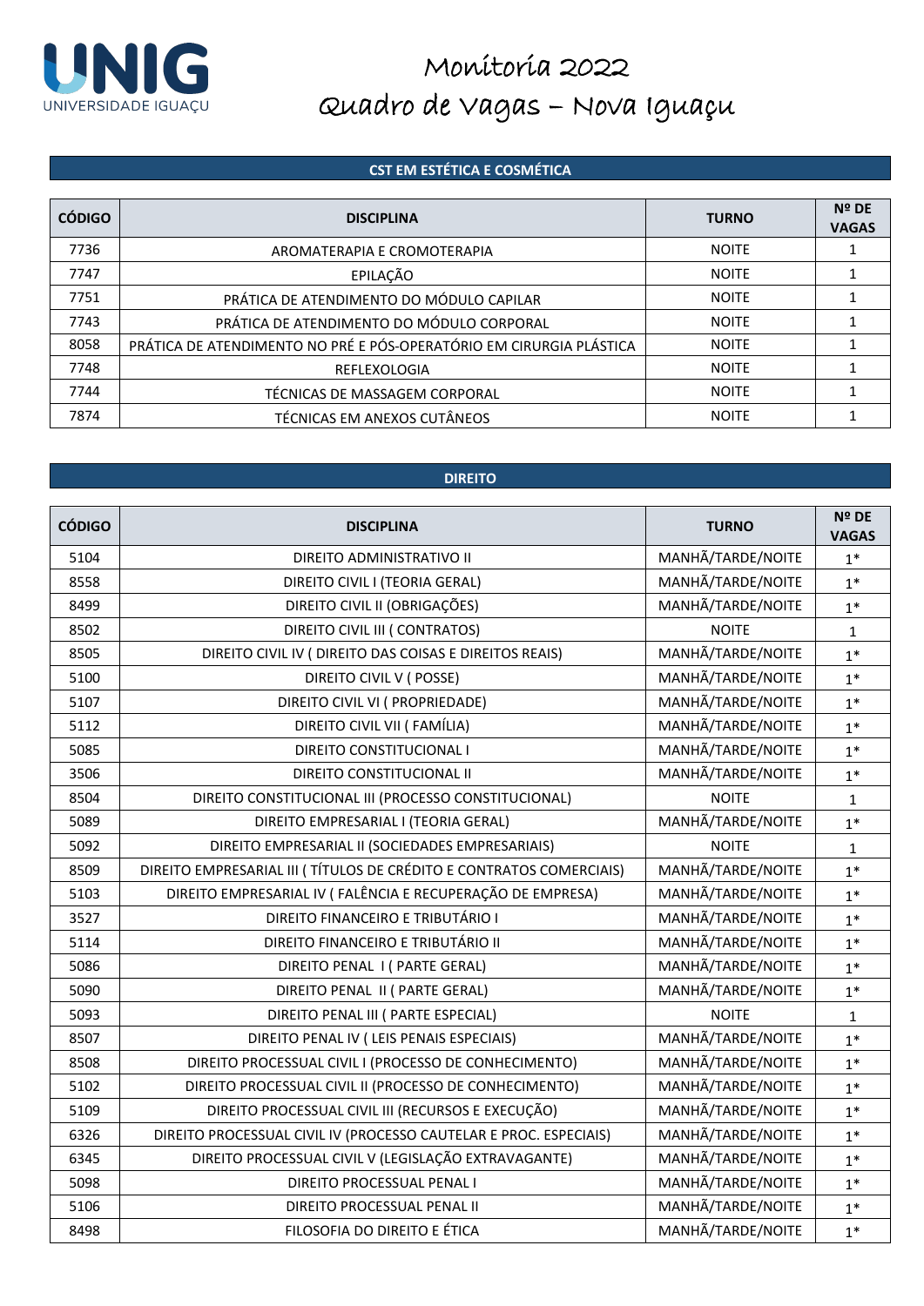UNIG UNIVERSIDADE IGUAÇU

# Monitoria 2022
# Quadro de Vagas – Nova Iguaçu

## CST EM ESTÉTICA E COSMÉTICA

| CÓDIGO | DISCIPLINA | TURNO | Nº DE VAGAS |
|---|---|---|---|
| 7736 | AROMATERAPIA E CROMOTERAPIA | NOITE | 1 |
| 7747 | EPILAÇÃO | NOITE | 1 |
| 7751 | PRÁTICA DE ATENDIMENTO DO MÓDULO CAPILAR | NOITE | 1 |
| 7743 | PRÁTICA DE ATENDIMENTO DO MÓDULO CORPORAL | NOITE | 1 |
| 8058 | PRÁTICA DE ATENDIMENTO NO PRÉ E PÓS-OPERATÓRIO EM CIRURGIA PLÁSTICA | NOITE | 1 |
| 7748 | REFLEXOLOGIA | NOITE | 1 |
| 7744 | TÉCNICAS DE MASSAGEM CORPORAL | NOITE | 1 |
| 7874 | TÉCNICAS EM ANEXOS CUTÂNEOS | NOITE | 1 |

## DIREITO

| CÓDIGO | DISCIPLINA | TURNO | Nº DE VAGAS |
|---|---|---|---|
| 5104 | DIREITO ADMINISTRATIVO II | MANHÃ/TARDE/NOITE | 1* |
| 8558 | DIREITO CIVIL I (TEORIA GERAL) | MANHÃ/TARDE/NOITE | 1* |
| 8499 | DIREITO CIVIL II (OBRIGAÇÕES) | MANHÃ/TARDE/NOITE | 1* |
| 8502 | DIREITO CIVIL III ( CONTRATOS) | NOITE | 1 |
| 8505 | DIREITO CIVIL IV ( DIREITO DAS COISAS E DIREITOS REAIS) | MANHÃ/TARDE/NOITE | 1* |
| 5100 | DIREITO CIVIL V ( POSSE) | MANHÃ/TARDE/NOITE | 1* |
| 5107 | DIREITO CIVIL VI ( PROPRIEDADE) | MANHÃ/TARDE/NOITE | 1* |
| 5112 | DIREITO CIVIL VII ( FAMÍLIA) | MANHÃ/TARDE/NOITE | 1* |
| 5085 | DIREITO CONSTITUCIONAL I | MANHÃ/TARDE/NOITE | 1* |
| 3506 | DIREITO CONSTITUCIONAL II | MANHÃ/TARDE/NOITE | 1* |
| 8504 | DIREITO CONSTITUCIONAL III (PROCESSO CONSTITUCIONAL) | NOITE | 1 |
| 5089 | DIREITO EMPRESARIAL I (TEORIA GERAL) | MANHÃ/TARDE/NOITE | 1* |
| 5092 | DIREITO EMPRESARIAL II (SOCIEDADES EMPRESARIAIS) | NOITE | 1 |
| 8509 | DIREITO EMPRESARIAL III ( TÍTULOS DE CRÉDITO E CONTRATOS COMERCIAIS) | MANHÃ/TARDE/NOITE | 1* |
| 5103 | DIREITO EMPRESARIAL IV ( FALÊNCIA E RECUPERAÇÃO DE EMPRESA) | MANHÃ/TARDE/NOITE | 1* |
| 3527 | DIREITO FINANCEIRO E TRIBUTÁRIO I | MANHÃ/TARDE/NOITE | 1* |
| 5114 | DIREITO FINANCEIRO E TRIBUTÁRIO II | MANHÃ/TARDE/NOITE | 1* |
| 5086 | DIREITO PENAL I ( PARTE GERAL) | MANHÃ/TARDE/NOITE | 1* |
| 5090 | DIREITO PENAL II ( PARTE GERAL) | MANHÃ/TARDE/NOITE | 1* |
| 5093 | DIREITO PENAL III ( PARTE ESPECIAL) | NOITE | 1 |
| 8507 | DIREITO PENAL IV ( LEIS PENAIS ESPECIAIS) | MANHÃ/TARDE/NOITE | 1* |
| 8508 | DIREITO PROCESSUAL CIVIL I (PROCESSO DE CONHECIMENTO) | MANHÃ/TARDE/NOITE | 1* |
| 5102 | DIREITO PROCESSUAL CIVIL II (PROCESSO DE CONHECIMENTO) | MANHÃ/TARDE/NOITE | 1* |
| 5109 | DIREITO PROCESSUAL CIVIL III (RECURSOS E EXECUÇÃO) | MANHÃ/TARDE/NOITE | 1* |
| 6326 | DIREITO PROCESSUAL CIVIL IV (PROCESSO CAUTELAR E PROC. ESPECIAIS) | MANHÃ/TARDE/NOITE | 1* |
| 6345 | DIREITO PROCESSUAL CIVIL V (LEGISLAÇÃO EXTRAVAGANTE) | MANHÃ/TARDE/NOITE | 1* |
| 5098 | DIREITO PROCESSUAL PENAL I | MANHÃ/TARDE/NOITE | 1* |
| 5106 | DIREITO PROCESSUAL PENAL II | MANHÃ/TARDE/NOITE | 1* |
| 8498 | FILOSOFIA DO DIREITO E ÉTICA | MANHÃ/TARDE/NOITE | 1* |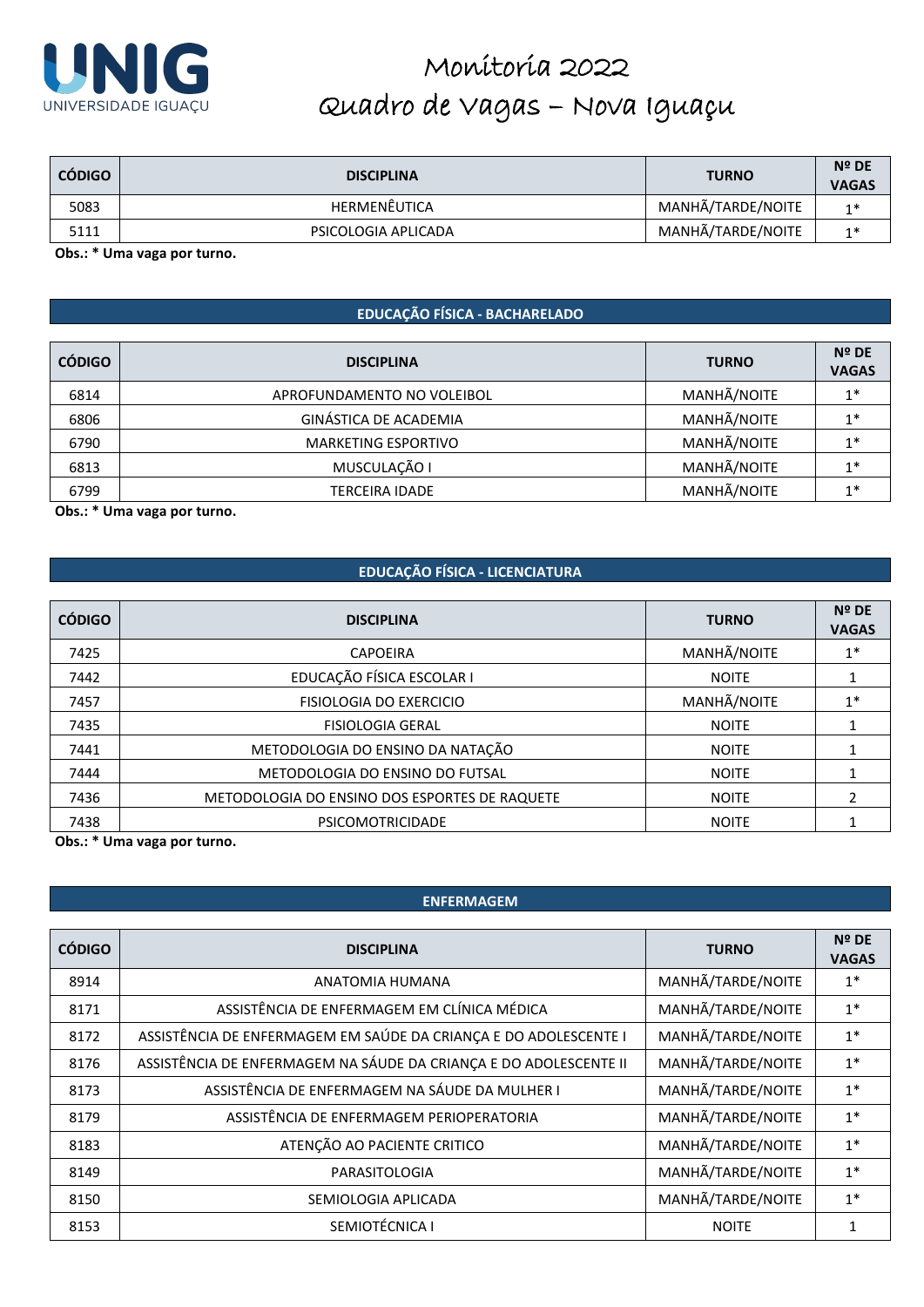# Monitoria 2022
## Quadro de Vagas – Nova Iguaçu

| CÓDIGO | DISCIPLINA | TURNO | Nº DE VAGAS |
|---|---|---|---|
| 5083 | HERMENÊUTICA | MANHÃ/TARDE/NOITE | 1* |
| 5111 | PSICOLOGIA APLICADA | MANHÃ/TARDE/NOITE | 1* |

**Obs.: * Uma vaga por turno.**

### EDUCAÇÃO FÍSICA - BACHARELADO

| CÓDIGO | DISCIPLINA | TURNO | Nº DE VAGAS |
|---|---|---|---|
| 6814 | APROFUNDAMENTO NO VOLEIBOL | MANHÃ/NOITE | 1* |
| 6806 | GINÁSTICA DE ACADEMIA | MANHÃ/NOITE | 1* |
| 6790 | MARKETING ESPORTIVO | MANHÃ/NOITE | 1* |
| 6813 | MUSCULAÇÃO I | MANHÃ/NOITE | 1* |
| 6799 | TERCEIRA IDADE | MANHÃ/NOITE | 1* |

**Obs.: * Uma vaga por turno.**

### EDUCAÇÃO FÍSICA - LICENCIATURA

| CÓDIGO | DISCIPLINA | TURNO | Nº DE VAGAS |
|---|---|---|---|
| 7425 | CAPOEIRA | MANHÃ/NOITE | 1* |
| 7442 | EDUCAÇÃO FÍSICA ESCOLAR I | NOITE | 1 |
| 7457 | FISIOLOGIA DO EXERCICIO | MANHÃ/NOITE | 1* |
| 7435 | FISIOLOGIA GERAL | NOITE | 1 |
| 7441 | METODOLOGIA DO ENSINO DA NATAÇÃO | NOITE | 1 |
| 7444 | METODOLOGIA DO ENSINO DO FUTSAL | NOITE | 1 |
| 7436 | METODOLOGIA DO ENSINO DOS ESPORTES DE RAQUETE | NOITE | 2 |
| 7438 | PSICOMOTRICIDADE | NOITE | 1 |

**Obs.: * Uma vaga por turno.**

### ENFERMAGEM

| CÓDIGO | DISCIPLINA | TURNO | Nº DE VAGAS |
|---|---|---|---|
| 8914 | ANATOMIA HUMANA | MANHÃ/TARDE/NOITE | 1* |
| 8171 | ASSISTÊNCIA DE ENFERMAGEM EM CLÍNICA MÉDICA | MANHÃ/TARDE/NOITE | 1* |
| 8172 | ASSISTÊNCIA DE ENFERMAGEM EM SAÚDE DA CRIANÇA E DO ADOLESCENTE I | MANHÃ/TARDE/NOITE | 1* |
| 8176 | ASSISTÊNCIA DE ENFERMAGEM NA SÁUDE DA CRIANÇA E DO ADOLESCENTE II | MANHÃ/TARDE/NOITE | 1* |
| 8173 | ASSISTÊNCIA DE ENFERMAGEM NA SÁUDE DA MULHER I | MANHÃ/TARDE/NOITE | 1* |
| 8179 | ASSISTÊNCIA DE ENFERMAGEM PERIOPERATORIA | MANHÃ/TARDE/NOITE | 1* |
| 8183 | ATENÇÃO AO PACIENTE CRITICO | MANHÃ/TARDE/NOITE | 1* |
| 8149 | PARASITOLOGIA | MANHÃ/TARDE/NOITE | 1* |
| 8150 | SEMIOLOGIA APLICADA | MANHÃ/TARDE/NOITE | 1* |
| 8153 | SEMIOTÉCNICA I | NOITE | 1 |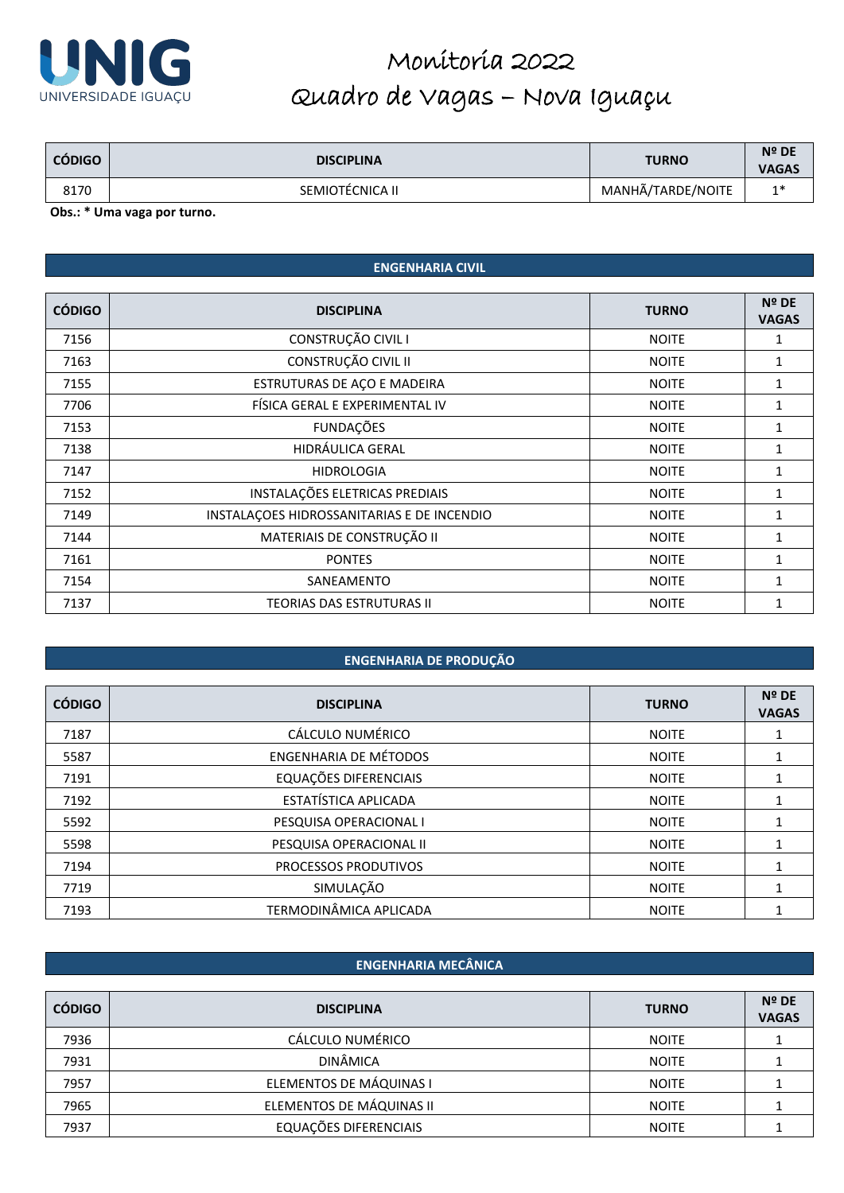# Monitoria 2022
# Quadro de Vagas – Nova Iguaçu

| CÓDIGO | DISCIPLINA | TURNO | Nº DE VAGAS |
|---|---|---|---|
| 8170 | SEMIOTÉCNICA II | MANHÃ/TARDE/NOITE | 1* |

**Obs.: * Uma vaga por turno.**

## ENGENHARIA CIVIL

| CÓDIGO | DISCIPLINA | TURNO | Nº DE VAGAS |
|---|---|---|---|
| 7156 | CONSTRUÇÃO CIVIL I | NOITE | 1 |
| 7163 | CONSTRUÇÃO CIVIL II | NOITE | 1 |
| 7155 | ESTRUTURAS DE AÇO E MADEIRA | NOITE | 1 |
| 7706 | FÍSICA GERAL E EXPERIMENTAL IV | NOITE | 1 |
| 7153 | FUNDAÇÕES | NOITE | 1 |
| 7138 | HIDRÁULICA GERAL | NOITE | 1 |
| 7147 | HIDROLOGIA | NOITE | 1 |
| 7152 | INSTALAÇÕES ELETRICAS PREDIAIS | NOITE | 1 |
| 7149 | INSTALAÇOES HIDROSSANITARIAS E DE INCENDIO | NOITE | 1 |
| 7144 | MATERIAIS DE CONSTRUÇÃO II | NOITE | 1 |
| 7161 | PONTES | NOITE | 1 |
| 7154 | SANEAMENTO | NOITE | 1 |
| 7137 | TEORIAS DAS ESTRUTURAS II | NOITE | 1 |

## ENGENHARIA DE PRODUÇÃO

| CÓDIGO | DISCIPLINA | TURNO | Nº DE VAGAS |
|---|---|---|---|
| 7187 | CÁLCULO NUMÉRICO | NOITE | 1 |
| 5587 | ENGENHARIA DE MÉTODOS | NOITE | 1 |
| 7191 | EQUAÇÕES DIFERENCIAIS | NOITE | 1 |
| 7192 | ESTATÍSTICA APLICADA | NOITE | 1 |
| 5592 | PESQUISA OPERACIONAL I | NOITE | 1 |
| 5598 | PESQUISA OPERACIONAL II | NOITE | 1 |
| 7194 | PROCESSOS PRODUTIVOS | NOITE | 1 |
| 7719 | SIMULAÇÃO | NOITE | 1 |
| 7193 | TERMODINÂMICA APLICADA | NOITE | 1 |

## ENGENHARIA MECÂNICA

| CÓDIGO | DISCIPLINA | TURNO | Nº DE VAGAS |
|---|---|---|---|
| 7936 | CÁLCULO NUMÉRICO | NOITE | 1 |
| 7931 | DINÂMICA | NOITE | 1 |
| 7957 | ELEMENTOS DE MÁQUINAS I | NOITE | 1 |
| 7965 | ELEMENTOS DE MÁQUINAS II | NOITE | 1 |
| 7937 | EQUAÇÕES DIFERENCIAIS | NOITE | 1 |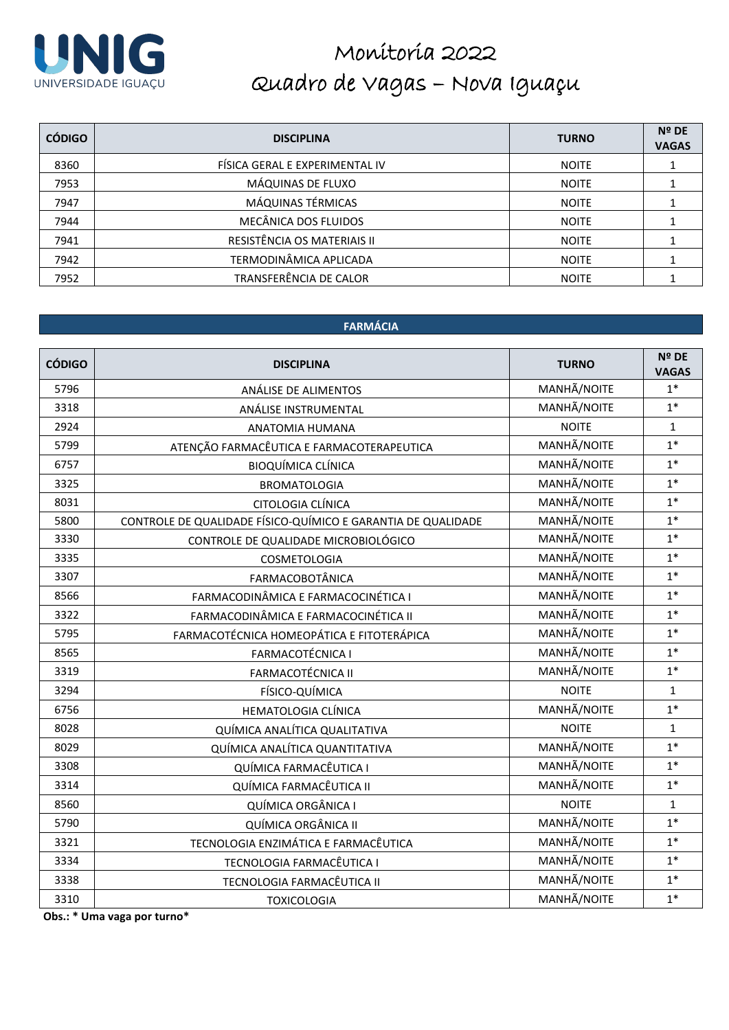UNIG
UNIVERSIDADE IGUAÇU

# Monitoria 2022
# Quadro de Vagas – Nova Iguaçu

| CÓDIGO | DISCIPLINA | TURNO | Nº DE VAGAS |
|---|---|---|---|
| 8360 | FÍSICA GERAL E EXPERIMENTAL IV | NOITE | 1 |
| 7953 | MÁQUINAS DE FLUXO | NOITE | 1 |
| 7947 | MÁQUINAS TÉRMICAS | NOITE | 1 |
| 7944 | MECÂNICA DOS FLUIDOS | NOITE | 1 |
| 7941 | RESISTÊNCIA OS MATERIAIS II | NOITE | 1 |
| 7942 | TERMODINÂMICA APLICADA | NOITE | 1 |
| 7952 | TRANSFERÊNCIA DE CALOR | NOITE | 1 |

## FARMÁCIA

| CÓDIGO | DISCIPLINA | TURNO | Nº DE VAGAS |
|---|---|---|---|
| 5796 | ANÁLISE DE ALIMENTOS | MANHÃ/NOITE | 1* |
| 3318 | ANÁLISE INSTRUMENTAL | MANHÃ/NOITE | 1* |
| 2924 | ANATOMIA HUMANA | NOITE | 1 |
| 5799 | ATENÇÃO FARMACÊUTICA E FARMACOTERAPEUTICA | MANHÃ/NOITE | 1* |
| 6757 | BIOQUÍMICA CLÍNICA | MANHÃ/NOITE | 1* |
| 3325 | BROMATOLOGIA | MANHÃ/NOITE | 1* |
| 8031 | CITOLOGIA CLÍNICA | MANHÃ/NOITE | 1* |
| 5800 | CONTROLE DE QUALIDADE FÍSICO-QUÍMICO E GARANTIA DE QUALIDADE | MANHÃ/NOITE | 1* |
| 3330 | CONTROLE DE QUALIDADE MICROBIOLÓGICO | MANHÃ/NOITE | 1* |
| 3335 | COSMETOLOGIA | MANHÃ/NOITE | 1* |
| 3307 | FARMACOBOTÂNICA | MANHÃ/NOITE | 1* |
| 8566 | FARMACODINÂMICA E FARMACOCINÉTICA I | MANHÃ/NOITE | 1* |
| 3322 | FARMACODINÂMICA E FARMACOCINÉTICA II | MANHÃ/NOITE | 1* |
| 5795 | FARMACOTÉCNICA HOMEOPÁTICA E FITOTERÁPICA | MANHÃ/NOITE | 1* |
| 8565 | FARMACOTÉCNICA I | MANHÃ/NOITE | 1* |
| 3319 | FARMACOTÉCNICA II | MANHÃ/NOITE | 1* |
| 3294 | FÍSICO-QUÍMICA | NOITE | 1 |
| 6756 | HEMATOLOGIA CLÍNICA | MANHÃ/NOITE | 1* |
| 8028 | QUÍMICA ANALÍTICA QUALITATIVA | NOITE | 1 |
| 8029 | QUÍMICA ANALÍTICA QUANTITATIVA | MANHÃ/NOITE | 1* |
| 3308 | QUÍMICA FARMACÊUTICA I | MANHÃ/NOITE | 1* |
| 3314 | QUÍMICA FARMACÊUTICA II | MANHÃ/NOITE | 1* |
| 8560 | QUÍMICA ORGÂNICA I | NOITE | 1 |
| 5790 | QUÍMICA ORGÂNICA II | MANHÃ/NOITE | 1* |
| 3321 | TECNOLOGIA ENZIMÁTICA E FARMACÊUTICA | MANHÃ/NOITE | 1* |
| 3334 | TECNOLOGIA FARMACÊUTICA I | MANHÃ/NOITE | 1* |
| 3338 | TECNOLOGIA FARMACÊUTICA II | MANHÃ/NOITE | 1* |
| 3310 | TOXICOLOGIA | MANHÃ/NOITE | 1* |

**Obs.: * Uma vaga por turno***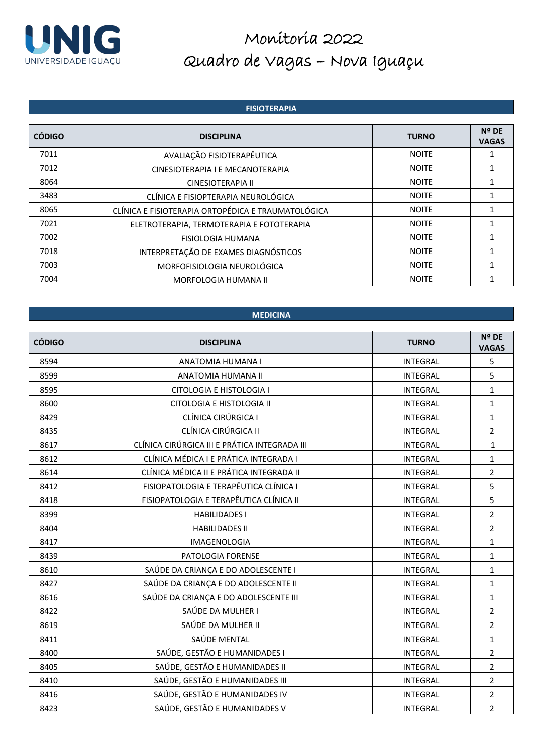UNIG
UNIVERSIDADE IGUAÇU

# Monitoria 2022
# Quadro de Vagas – Nova Iguaçu

## FISIOTERAPIA

| CÓDIGO | DISCIPLINA | TURNO | Nº DE VAGAS |
|---|---|---|---|
| 7011 | AVALIAÇÃO FISIOTERAPÊUTICA | NOITE | 1 |
| 7012 | CINESIOTERAPIA I E MECANOTERAPIA | NOITE | 1 |
| 8064 | CINESIOTERAPIA II | NOITE | 1 |
| 3483 | CLÍNICA E FISIOPTERAPIA NEUROLÓGICA | NOITE | 1 |
| 8065 | CLÍNICA E FISIOTERAPIA ORTOPÉDICA E TRAUMATOLÓGICA | NOITE | 1 |
| 7021 | ELETROTERAPIA, TERMOTERAPIA E FOTOTERAPIA | NOITE | 1 |
| 7002 | FISIOLOGIA HUMANA | NOITE | 1 |
| 7018 | INTERPRETAÇÃO DE EXAMES DIAGNÓSTICOS | NOITE | 1 |
| 7003 | MORFOFISIOLOGIA NEUROLÓGICA | NOITE | 1 |
| 7004 | MORFOLOGIA HUMANA II | NOITE | 1 |

## MEDICINA

| CÓDIGO | DISCIPLINA | TURNO | Nº DE VAGAS |
|---|---|---|---|
| 8594 | ANATOMIA HUMANA I | INTEGRAL | 5 |
| 8599 | ANATOMIA HUMANA II | INTEGRAL | 5 |
| 8595 | CITOLOGIA E HISTOLOGIA I | INTEGRAL | 1 |
| 8600 | CITOLOGIA E HISTOLOGIA II | INTEGRAL | 1 |
| 8429 | CLÍNICA CIRÚRGICA I | INTEGRAL | 1 |
| 8435 | CLÍNICA CIRÚRGICA II | INTEGRAL | 2 |
| 8617 | CLÍNICA CIRÚRGICA III E PRÁTICA INTEGRADA III | INTEGRAL | 1 |
| 8612 | CLÍNICA MÉDICA I E PRÁTICA INTEGRADA I | INTEGRAL | 1 |
| 8614 | CLÍNICA MÉDICA II E PRÁTICA INTEGRADA II | INTEGRAL | 2 |
| 8412 | FISIOPATOLOGIA E TERAPÊUTICA CLÍNICA I | INTEGRAL | 5 |
| 8418 | FISIOPATOLOGIA E TERAPÊUTICA CLÍNICA II | INTEGRAL | 5 |
| 8399 | HABILIDADES I | INTEGRAL | 2 |
| 8404 | HABILIDADES II | INTEGRAL | 2 |
| 8417 | IMAGENOLOGIA | INTEGRAL | 1 |
| 8439 | PATOLOGIA FORENSE | INTEGRAL | 1 |
| 8610 | SAÚDE DA CRIANÇA E DO ADOLESCENTE I | INTEGRAL | 1 |
| 8427 | SAÚDE DA CRIANÇA E DO ADOLESCENTE II | INTEGRAL | 1 |
| 8616 | SAÚDE DA CRIANÇA E DO ADOLESCENTE III | INTEGRAL | 1 |
| 8422 | SAÚDE DA MULHER I | INTEGRAL | 2 |
| 8619 | SAÚDE DA MULHER II | INTEGRAL | 2 |
| 8411 | SAÚDE MENTAL | INTEGRAL | 1 |
| 8400 | SAÚDE, GESTÃO E HUMANIDADES I | INTEGRAL | 2 |
| 8405 | SAÚDE, GESTÃO E HUMANIDADES II | INTEGRAL | 2 |
| 8410 | SAÚDE, GESTÃO E HUMANIDADES III | INTEGRAL | 2 |
| 8416 | SAÚDE, GESTÃO E HUMANIDADES IV | INTEGRAL | 2 |
| 8423 | SAÚDE, GESTÃO E HUMANIDADES V | INTEGRAL | 2 |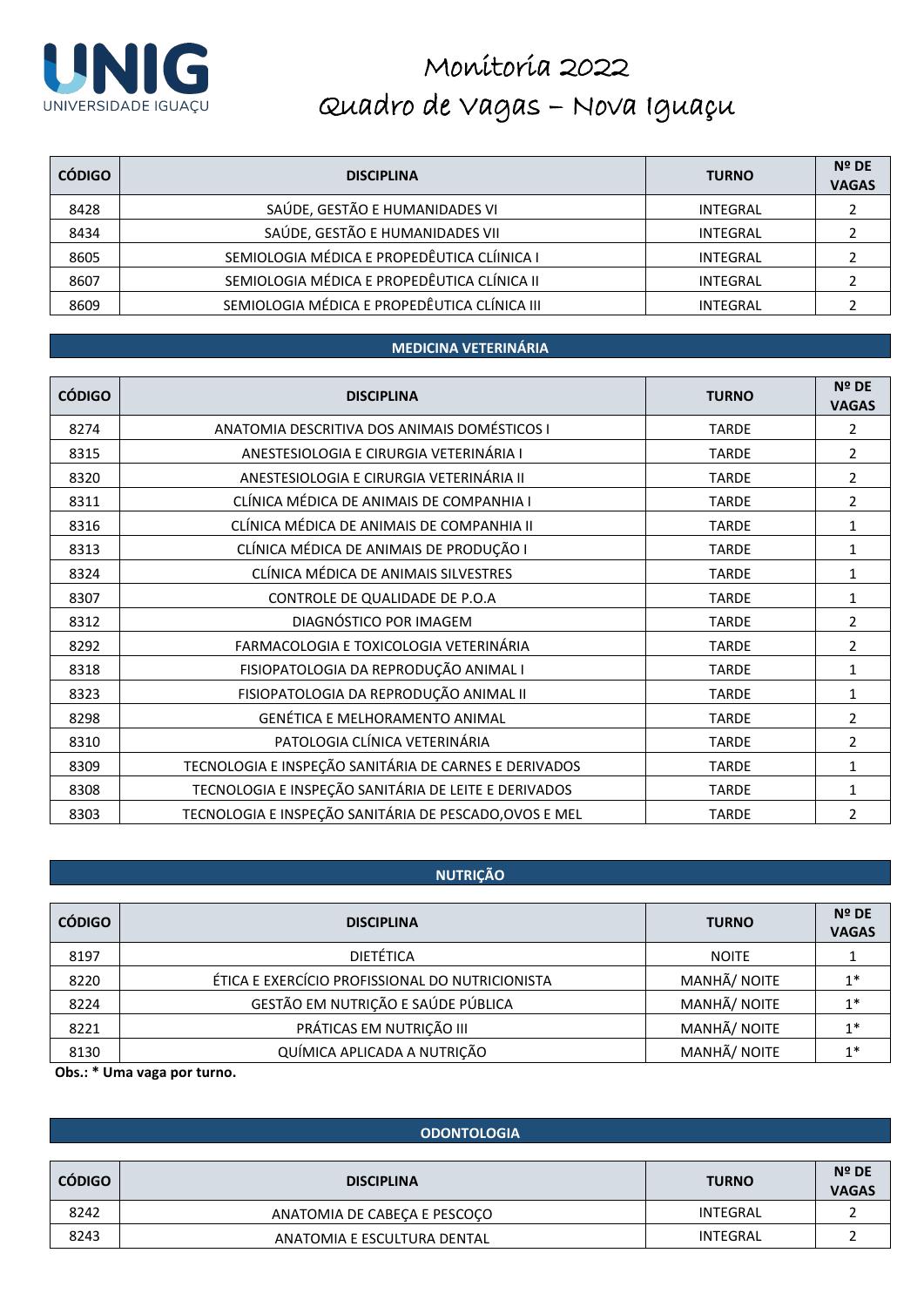# Monitoria 2022

# Quadro de Vagas – Nova Iguaçu

| CÓDIGO | DISCIPLINA | TURNO | Nº DE VAGAS |
|---|---|---|---|
| 8428 | SAÚDE, GESTÃO E HUMANIDADES VI | INTEGRAL | 2 |
| 8434 | SAÚDE, GESTÃO E HUMANIDADES VII | INTEGRAL | 2 |
| 8605 | SEMIOLOGIA MÉDICA E PROPEDÊUTICA CLÍINICA I | INTEGRAL | 2 |
| 8607 | SEMIOLOGIA MÉDICA E PROPEDÊUTICA CLÍNICA II | INTEGRAL | 2 |
| 8609 | SEMIOLOGIA MÉDICA E PROPEDÊUTICA CLÍNICA III | INTEGRAL | 2 |

## MEDICINA VETERINÁRIA

| CÓDIGO | DISCIPLINA | TURNO | Nº DE VAGAS |
|---|---|---|---|
| 8274 | ANATOMIA DESCRITIVA DOS ANIMAIS DOMÉSTICOS I | TARDE | 2 |
| 8315 | ANESTESIOLOGIA E CIRURGIA VETERINÁRIA I | TARDE | 2 |
| 8320 | ANESTESIOLOGIA E CIRURGIA VETERINÁRIA II | TARDE | 2 |
| 8311 | CLÍNICA MÉDICA DE ANIMAIS DE COMPANHIA I | TARDE | 2 |
| 8316 | CLÍNICA MÉDICA DE ANIMAIS DE COMPANHIA II | TARDE | 1 |
| 8313 | CLÍNICA MÉDICA DE ANIMAIS DE PRODUÇÃO I | TARDE | 1 |
| 8324 | CLÍNICA MÉDICA DE ANIMAIS SILVESTRES | TARDE | 1 |
| 8307 | CONTROLE DE QUALIDADE DE P.O.A | TARDE | 1 |
| 8312 | DIAGNÓSTICO POR IMAGEM | TARDE | 2 |
| 8292 | FARMACOLOGIA E TOXICOLOGIA VETERINÁRIA | TARDE | 2 |
| 8318 | FISIOPATOLOGIA DA REPRODUÇÃO ANIMAL I | TARDE | 1 |
| 8323 | FISIOPATOLOGIA DA REPRODUÇÃO ANIMAL II | TARDE | 1 |
| 8298 | GENÉTICA E MELHORAMENTO ANIMAL | TARDE | 2 |
| 8310 | PATOLOGIA CLÍNICA VETERINÁRIA | TARDE | 2 |
| 8309 | TECNOLOGIA E INSPEÇÃO SANITÁRIA DE CARNES E DERIVADOS | TARDE | 1 |
| 8308 | TECNOLOGIA E INSPEÇÃO SANITÁRIA DE LEITE E DERIVADOS | TARDE | 1 |
| 8303 | TECNOLOGIA E INSPEÇÃO SANITÁRIA DE PESCADO,OVOS E MEL | TARDE | 2 |

## NUTRIÇÃO

| CÓDIGO | DISCIPLINA | TURNO | Nº DE VAGAS |
|---|---|---|---|
| 8197 | DIETÉTICA | NOITE | 1 |
| 8220 | ÉTICA E EXERCÍCIO PROFISSIONAL DO NUTRICIONISTA | MANHÃ/ NOITE | 1* |
| 8224 | GESTÃO EM NUTRIÇÃO E SAÚDE PÚBLICA | MANHÃ/ NOITE | 1* |
| 8221 | PRÁTICAS EM NUTRIÇÃO III | MANHÃ/ NOITE | 1* |
| 8130 | QUÍMICA APLICADA A NUTRIÇÃO | MANHÃ/ NOITE | 1* |

**Obs.: * Uma vaga por turno.**

## ODONTOLOGIA

| CÓDIGO | DISCIPLINA | TURNO | Nº DE VAGAS |
|---|---|---|---|
| 8242 | ANATOMIA DE CABEÇA E PESCOÇO | INTEGRAL | 2 |
| 8243 | ANATOMIA E ESCULTURA DENTAL | INTEGRAL | 2 |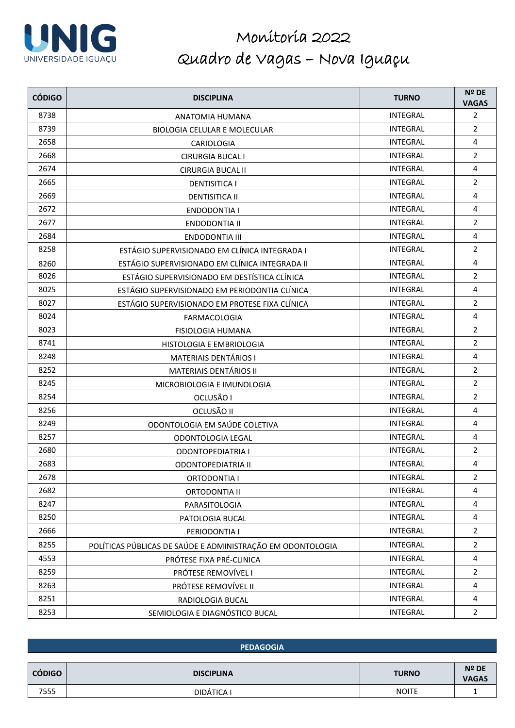UNIG UNIVERSIDADE IGUAÇU

# Monitoria 2022
# Quadro de Vagas – Nova Iguaçu

| CÓDIGO | DISCIPLINA | TURNO | Nº DE VAGAS |
|---|---|---|---|
| 8738 | ANATOMIA HUMANA | INTEGRAL | 2 |
| 8739 | BIOLOGIA CELULAR E MOLECULAR | INTEGRAL | 2 |
| 2658 | CARIOLOGIA | INTEGRAL | 4 |
| 2668 | CIRURGIA BUCAL I | INTEGRAL | 2 |
| 2674 | CIRURGIA BUCAL II | INTEGRAL | 4 |
| 2665 | DENTISITICA I | INTEGRAL | 2 |
| 2669 | DENTISITICA II | INTEGRAL | 4 |
| 2672 | ENDODONTIA I | INTEGRAL | 4 |
| 2677 | ENDODONTIA II | INTEGRAL | 2 |
| 2684 | ENDODONTIA III | INTEGRAL | 4 |
| 8258 | ESTÁGIO SUPERVISIONADO EM CLÍNICA INTEGRADA I | INTEGRAL | 2 |
| 8260 | ESTÁGIO SUPERVISIONADO EM CLÍNICA INTEGRADA II | INTEGRAL | 4 |
| 8026 | ESTÁGIO SUPERVISIONADO EM DESTÍSTICA CLÍNICA | INTEGRAL | 2 |
| 8025 | ESTÁGIO SUPERVISIONADO EM PERIODONTIA CLÍNICA | INTEGRAL | 4 |
| 8027 | ESTÁGIO SUPERVISIONADO EM PROTESE FIXA CLÍNICA | INTEGRAL | 2 |
| 8024 | FARMACOLOGIA | INTEGRAL | 4 |
| 8023 | FISIOLOGIA HUMANA | INTEGRAL | 2 |
| 8741 | HISTOLOGIA E EMBRIOLOGIA | INTEGRAL | 2 |
| 8248 | MATERIAIS DENTÁRIOS I | INTEGRAL | 4 |
| 8252 | MATERIAIS DENTÁRIOS II | INTEGRAL | 2 |
| 8245 | MICROBIOLOGIA E IMUNOLOGIA | INTEGRAL | 2 |
| 8254 | OCLUSÃO I | INTEGRAL | 2 |
| 8256 | OCLUSÃO II | INTEGRAL | 4 |
| 8249 | ODONTOLOGIA EM SAÚDE COLETIVA | INTEGRAL | 4 |
| 8257 | ODONTOLOGIA LEGAL | INTEGRAL | 4 |
| 2680 | ODONTOPEDIATRIA I | INTEGRAL | 2 |
| 2683 | ODONTOPEDIATRIA II | INTEGRAL | 4 |
| 2678 | ORTODONTIA I | INTEGRAL | 2 |
| 2682 | ORTODONTIA II | INTEGRAL | 4 |
| 8247 | PARASITOLOGIA | INTEGRAL | 4 |
| 8250 | PATOLOGIA BUCAL | INTEGRAL | 4 |
| 2666 | PERIODONTIA I | INTEGRAL | 2 |
| 8255 | POLÍTICAS PÚBLICAS DE SAÚDE E ADMINISTRAÇÃO EM ODONTOLOGIA | INTEGRAL | 2 |
| 4553 | PRÓTESE FIXA PRÉ-CLINICA | INTEGRAL | 4 |
| 8259 | PRÓTESE REMOVÍVEL I | INTEGRAL | 2 |
| 8263 | PRÓTESE REMOVÍVEL II | INTEGRAL | 4 |
| 8251 | RADIOLOGIA BUCAL | INTEGRAL | 4 |
| 8253 | SEMIOLOGIA E DIAGNÓSTICO BUCAL | INTEGRAL | 2 |

## PEDAGOGIA

| CÓDIGO | DISCIPLINA | TURNO | Nº DE VAGAS |
|---|---|---|---|
| 7555 | DIDÁTICA I | NOITE | 1 |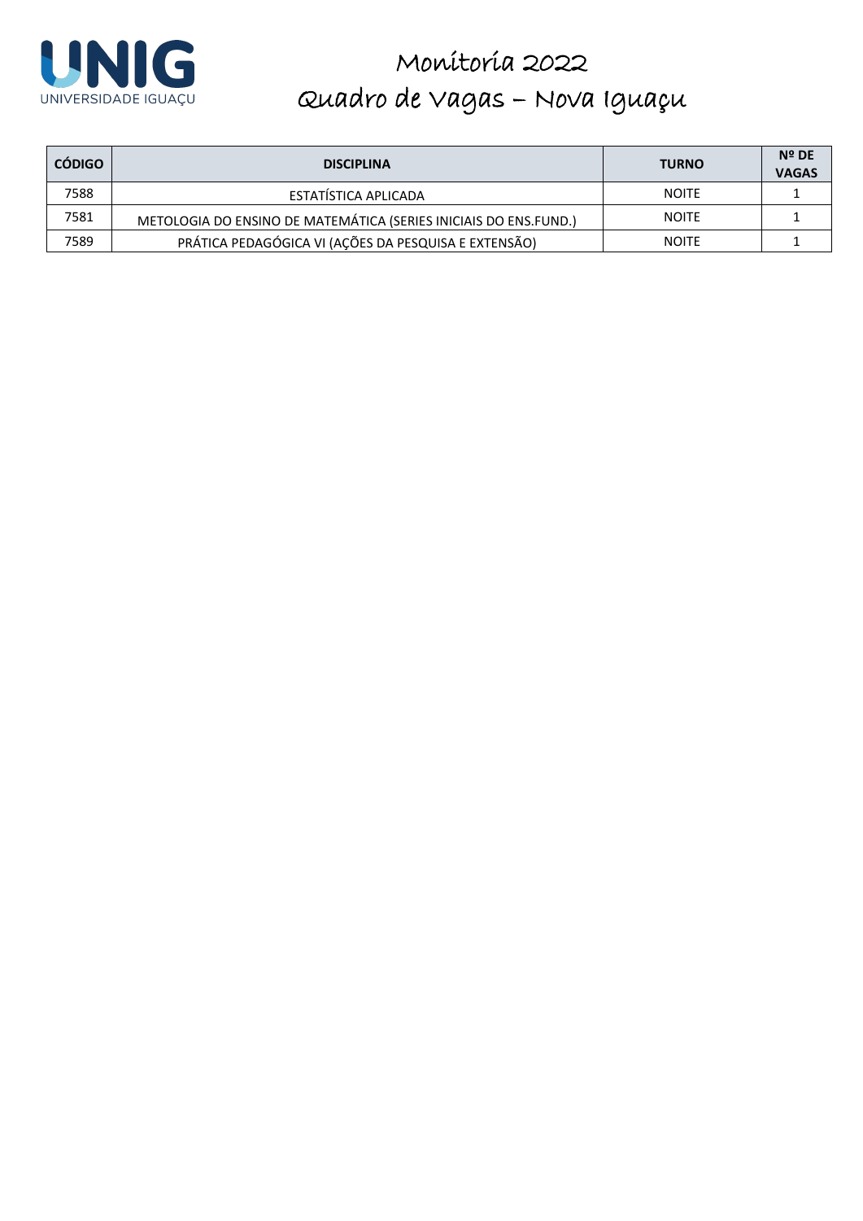UNIG
UNIVERSIDADE IGUAÇU

# Monitoria 2022
# Quadro de Vagas – Nova Iguaçu

| CÓDIGO | DISCIPLINA | TURNO | Nº DE VAGAS |
| --- | --- | --- | --- |
| 7588 | ESTATÍSTICA APLICADA | NOITE | 1 |
| 7581 | METOLOGIA DO ENSINO DE MATEMÁTICA (SERIES INICIAIS DO ENS.FUND.) | NOITE | 1 |
| 7589 | PRÁTICA PEDAGÓGICA VI (AÇÕES DA PESQUISA E EXTENSÃO) | NOITE | 1 |